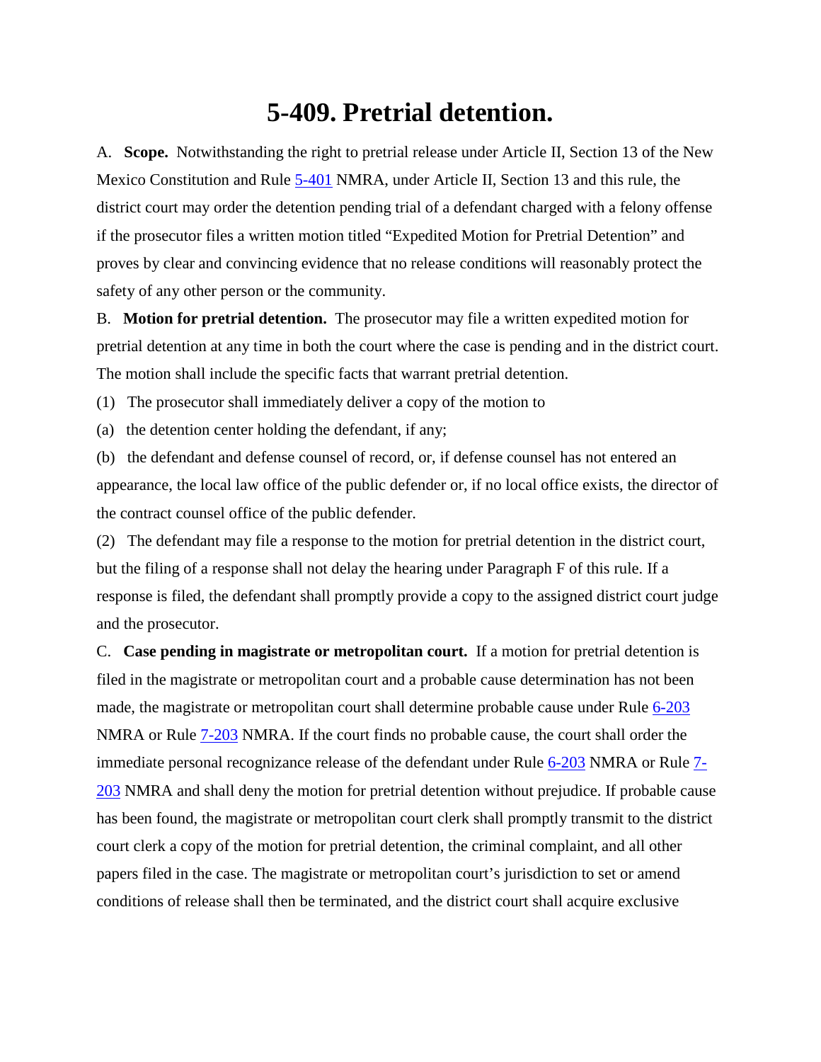# 5-409. Pretrial detention.

A. **Scope.** Notwithstanding the right to pretrial release under Article II, Section 13 of the New Mexico Constitution and Rule 5-401 NMRA, under Article II, Section 13 and this rule, the district court may order the detention pending trial of a defendant charged with a felony offense if the prosecutor files a written motion titled "Expedited Motion for Pretrial Detention" and proves by clear and convincing evidence that no release conditions will reasonably protect the safety of any other person or the community.

B. **Motion for pretrial detention.** The prosecutor may file a written expedited motion for pretrial detention at any time in both the court where the case is pending and in the district court. The motion shall include the specific facts that warrant pretrial detention.

(1) The prosecutor shall immediately deliver a copy of the motion to

(a) the detention center holding the defendant, if any;

(b) the defendant and defense counsel of record, or, if defense counsel has not entered an appearance, the local law office of the public defender or, if no local office exists, the director of the contract counsel office of the public defender.

(2) The defendant may file a response to the motion for pretrial detention in the district court, but the filing of a response shall not delay the hearing under Paragraph F of this rule. If a response is filed, the defendant shall promptly provide a copy to the assigned district court judge and the prosecutor.

C. **Case pending in magistrate or metropolitan court.** If a motion for pretrial detention is filed in the magistrate or metropolitan court and a probable cause determination has not been made, the magistrate or metropolitan court shall determine probable cause under Rule 6-203 NMRA or Rule 7-203 NMRA. If the court finds no probable cause, the court shall order the immediate personal recognizance release of the defendant under Rule 6-203 NMRA or Rule 7-203 NMRA and shall deny the motion for pretrial detention without prejudice. If probable cause has been found, the magistrate or metropolitan court clerk shall promptly transmit to the district court clerk a copy of the motion for pretrial detention, the criminal complaint, and all other papers filed in the case. The magistrate or metropolitan court's jurisdiction to set or amend conditions of release shall then be terminated, and the district court shall acquire exclusive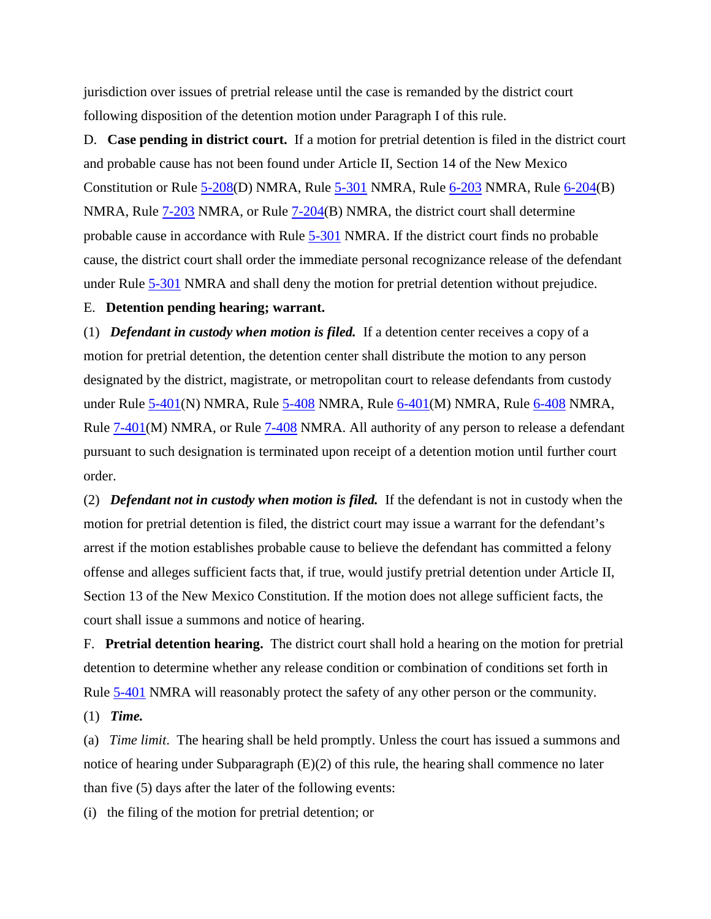jurisdiction over issues of pretrial release until the case is remanded by the district court following disposition of the detention motion under Paragraph I of this rule.

D. **Case pending in district court.** If a motion for pretrial detention is filed in the district court and probable cause has not been found under Article II, Section 14 of the New Mexico Constitution or Rule 5-208(D) NMRA, Rule 5-301 NMRA, Rule 6-203 NMRA, Rule 6-204(B) NMRA, Rule 7-203 NMRA, or Rule 7-204(B) NMRA, the district court shall determine probable cause in accordance with Rule 5-301 NMRA. If the district court finds no probable cause, the district court shall order the immediate personal recognizance release of the defendant under Rule 5-301 NMRA and shall deny the motion for pretrial detention without prejudice.

E. **Detention pending hearing; warrant.**

(1) ***Defendant in custody when motion is filed.*** If a detention center receives a copy of a motion for pretrial detention, the detention center shall distribute the motion to any person designated by the district, magistrate, or metropolitan court to release defendants from custody under Rule 5-401(N) NMRA, Rule 5-408 NMRA, Rule 6-401(M) NMRA, Rule 6-408 NMRA, Rule 7-401(M) NMRA, or Rule 7-408 NMRA. All authority of any person to release a defendant pursuant to such designation is terminated upon receipt of a detention motion until further court order.

(2) ***Defendant not in custody when motion is filed.*** If the defendant is not in custody when the motion for pretrial detention is filed, the district court may issue a warrant for the defendant's arrest if the motion establishes probable cause to believe the defendant has committed a felony offense and alleges sufficient facts that, if true, would justify pretrial detention under Article II, Section 13 of the New Mexico Constitution. If the motion does not allege sufficient facts, the court shall issue a summons and notice of hearing.

F. **Pretrial detention hearing.** The district court shall hold a hearing on the motion for pretrial detention to determine whether any release condition or combination of conditions set forth in Rule 5-401 NMRA will reasonably protect the safety of any other person or the community.

(1) ***Time.***

(a) *Time limit*. The hearing shall be held promptly. Unless the court has issued a summons and notice of hearing under Subparagraph (E)(2) of this rule, the hearing shall commence no later than five (5) days after the later of the following events:

(i) the filing of the motion for pretrial detention; or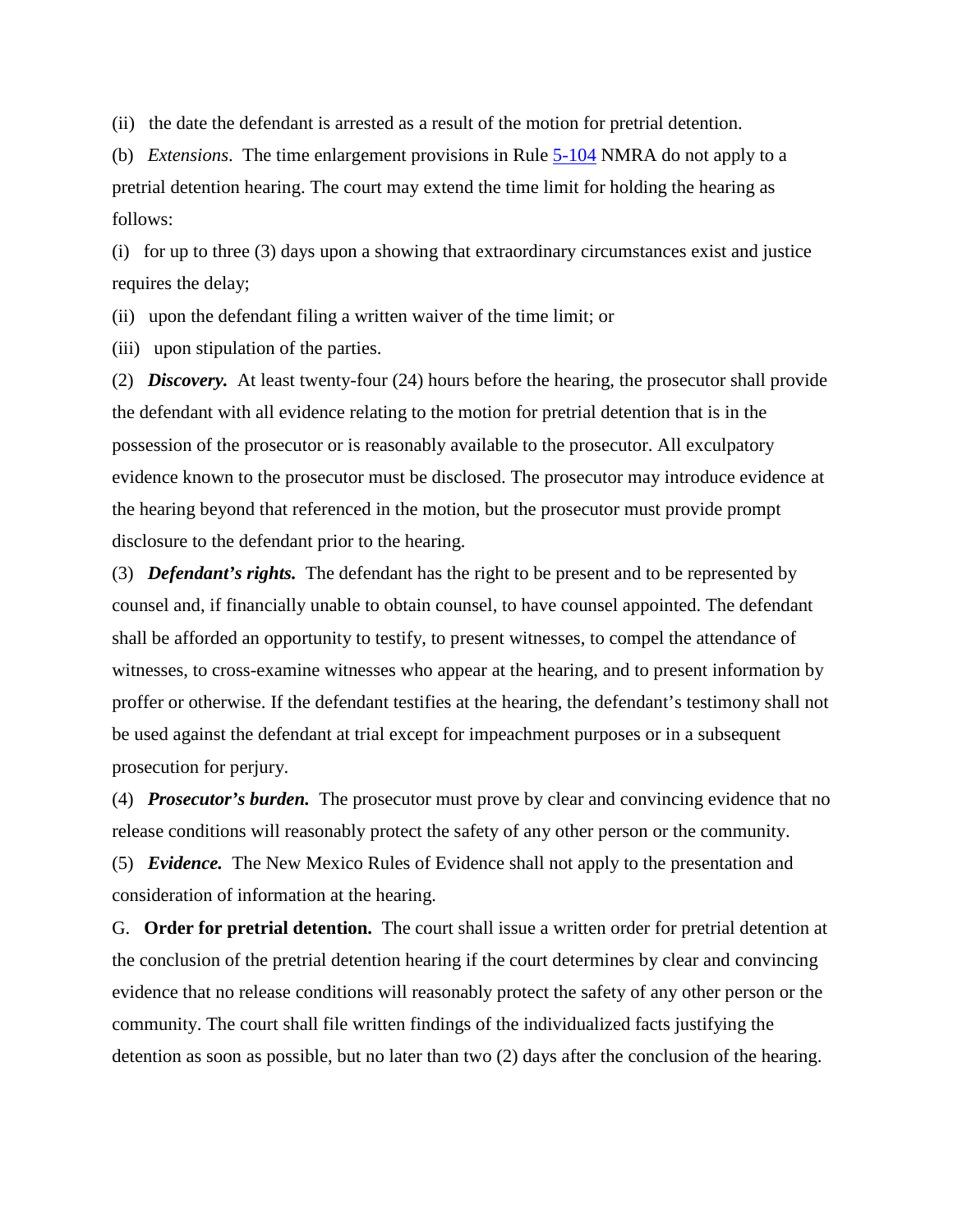(ii) the date the defendant is arrested as a result of the motion for pretrial detention.

(b) *Extensions*. The time enlargement provisions in Rule 5-104 NMRA do not apply to a pretrial detention hearing. The court may extend the time limit for holding the hearing as follows:

(i) for up to three (3) days upon a showing that extraordinary circumstances exist and justice requires the delay;

(ii) upon the defendant filing a written waiver of the time limit; or

(iii) upon stipulation of the parties.

(2) ***Discovery.*** At least twenty-four (24) hours before the hearing, the prosecutor shall provide the defendant with all evidence relating to the motion for pretrial detention that is in the possession of the prosecutor or is reasonably available to the prosecutor. All exculpatory evidence known to the prosecutor must be disclosed. The prosecutor may introduce evidence at the hearing beyond that referenced in the motion, but the prosecutor must provide prompt disclosure to the defendant prior to the hearing.

(3) ***Defendant's rights.*** The defendant has the right to be present and to be represented by counsel and, if financially unable to obtain counsel, to have counsel appointed. The defendant shall be afforded an opportunity to testify, to present witnesses, to compel the attendance of witnesses, to cross-examine witnesses who appear at the hearing, and to present information by proffer or otherwise. If the defendant testifies at the hearing, the defendant's testimony shall not be used against the defendant at trial except for impeachment purposes or in a subsequent prosecution for perjury.

(4) ***Prosecutor's burden.*** The prosecutor must prove by clear and convincing evidence that no release conditions will reasonably protect the safety of any other person or the community.

(5) ***Evidence.*** The New Mexico Rules of Evidence shall not apply to the presentation and consideration of information at the hearing.

G. **Order for pretrial detention.** The court shall issue a written order for pretrial detention at the conclusion of the pretrial detention hearing if the court determines by clear and convincing evidence that no release conditions will reasonably protect the safety of any other person or the community. The court shall file written findings of the individualized facts justifying the detention as soon as possible, but no later than two (2) days after the conclusion of the hearing.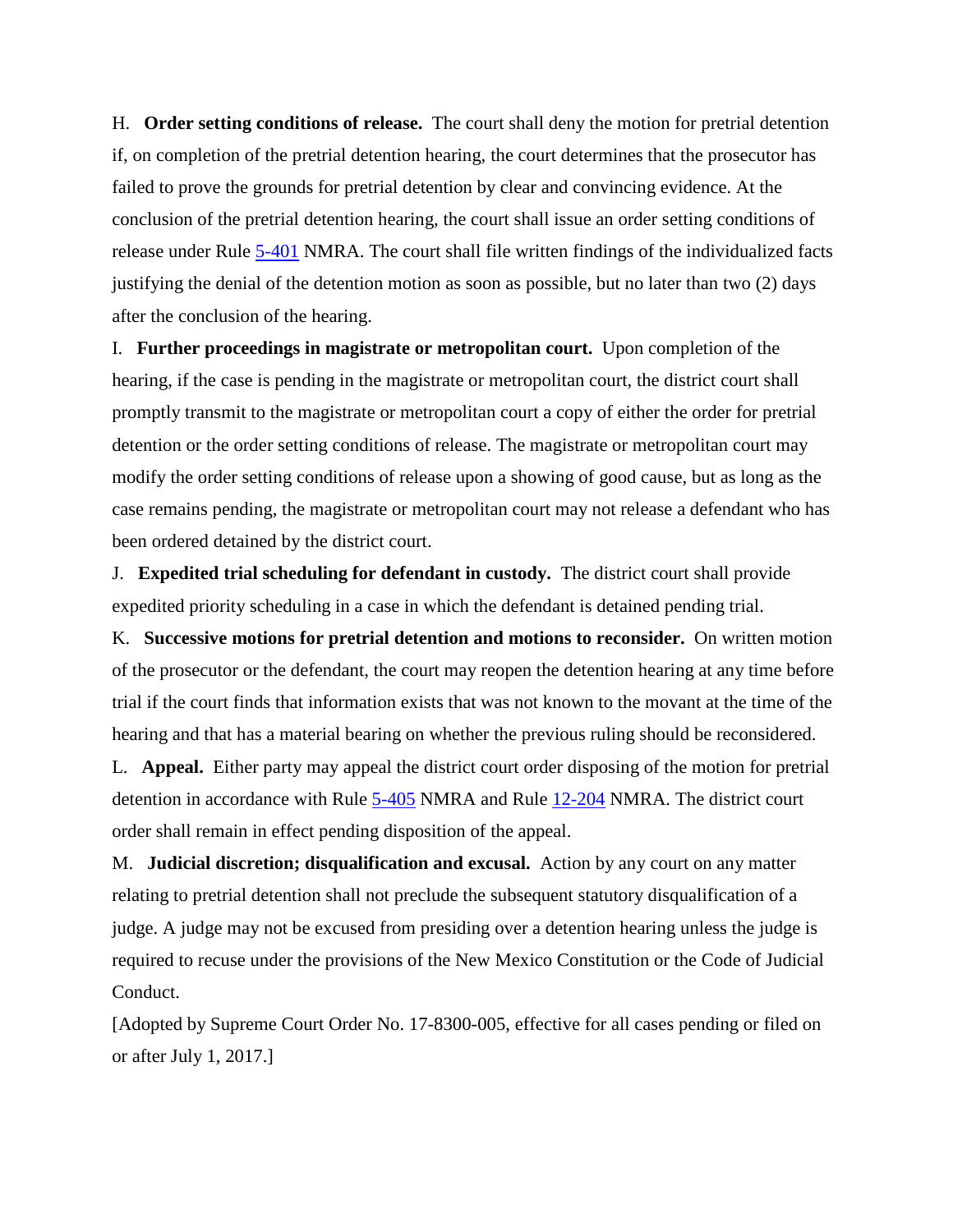H. **Order setting conditions of release.** The court shall deny the motion for pretrial detention if, on completion of the pretrial detention hearing, the court determines that the prosecutor has failed to prove the grounds for pretrial detention by clear and convincing evidence. At the conclusion of the pretrial detention hearing, the court shall issue an order setting conditions of release under Rule 5-401 NMRA. The court shall file written findings of the individualized facts justifying the denial of the detention motion as soon as possible, but no later than two (2) days after the conclusion of the hearing.

I. **Further proceedings in magistrate or metropolitan court.** Upon completion of the hearing, if the case is pending in the magistrate or metropolitan court, the district court shall promptly transmit to the magistrate or metropolitan court a copy of either the order for pretrial detention or the order setting conditions of release. The magistrate or metropolitan court may modify the order setting conditions of release upon a showing of good cause, but as long as the case remains pending, the magistrate or metropolitan court may not release a defendant who has been ordered detained by the district court.

J. **Expedited trial scheduling for defendant in custody.** The district court shall provide expedited priority scheduling in a case in which the defendant is detained pending trial.

K. **Successive motions for pretrial detention and motions to reconsider.** On written motion of the prosecutor or the defendant, the court may reopen the detention hearing at any time before trial if the court finds that information exists that was not known to the movant at the time of the hearing and that has a material bearing on whether the previous ruling should be reconsidered.

L. **Appeal.** Either party may appeal the district court order disposing of the motion for pretrial detention in accordance with Rule 5-405 NMRA and Rule 12-204 NMRA. The district court order shall remain in effect pending disposition of the appeal.

M. **Judicial discretion; disqualification and excusal.** Action by any court on any matter relating to pretrial detention shall not preclude the subsequent statutory disqualification of a judge. A judge may not be excused from presiding over a detention hearing unless the judge is required to recuse under the provisions of the New Mexico Constitution or the Code of Judicial Conduct.

[Adopted by Supreme Court Order No. 17-8300-005, effective for all cases pending or filed on or after July 1, 2017.]